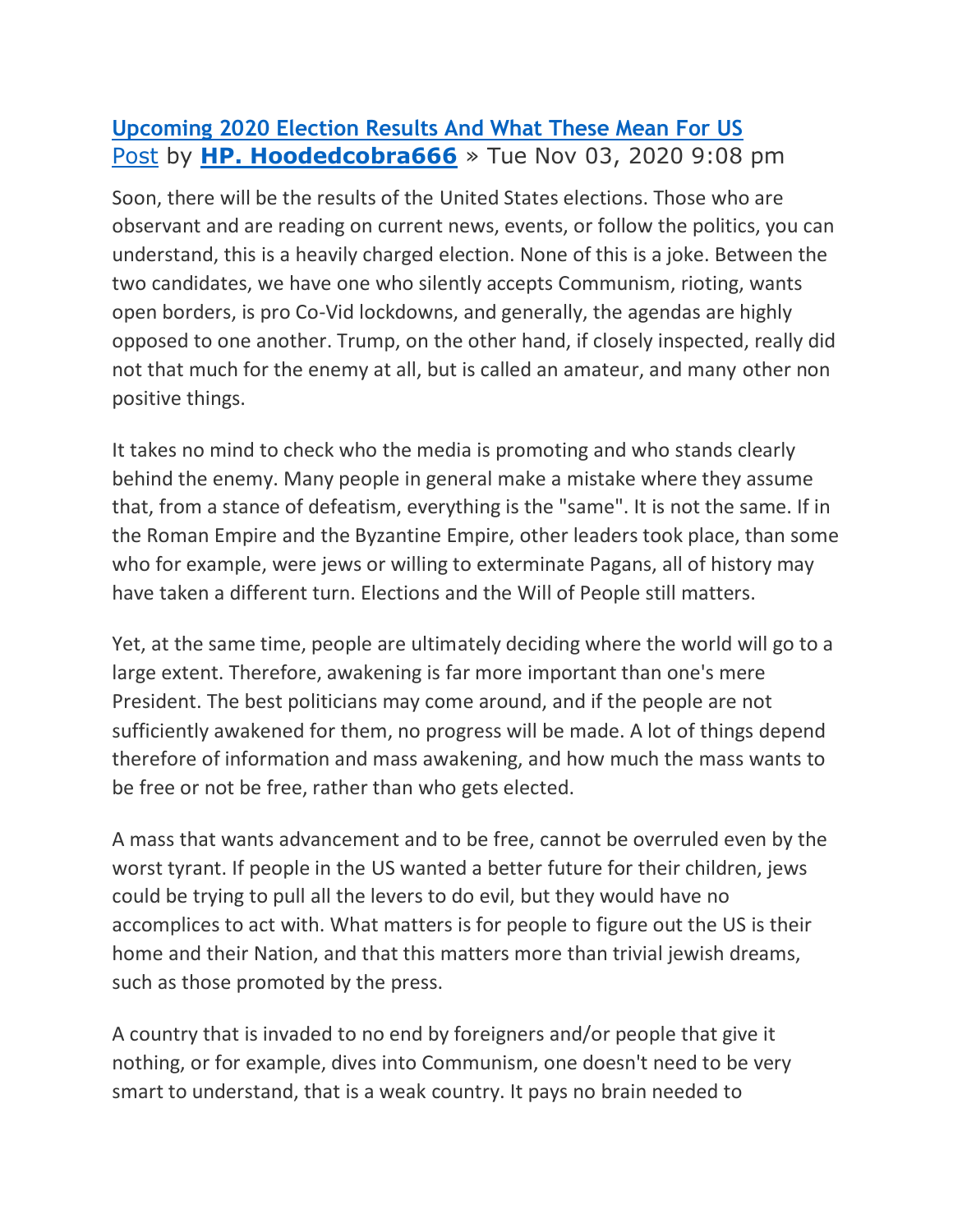## [Upcoming 2020 Election Results And What These Mean For US](#)

[Post](#) by **[HP. Hoodedcobra666](#)** » Tue Nov 03, 2020 9:08 pm

Soon, there will be the results of the United States elections. Those who are observant and are reading on current news, events, or follow the politics, you can understand, this is a heavily charged election. None of this is a joke. Between the two candidates, we have one who silently accepts Communism, rioting, wants open borders, is pro Co-Vid lockdowns, and generally, the agendas are highly opposed to one another. Trump, on the other hand, if closely inspected, really did not that much for the enemy at all, but is called an amateur, and many other non positive things.

It takes no mind to check who the media is promoting and who stands clearly behind the enemy. Many people in general make a mistake where they assume that, from a stance of defeatism, everything is the "same". It is not the same. If in the Roman Empire and the Byzantine Empire, other leaders took place, than some who for example, were jews or willing to exterminate Pagans, all of history may have taken a different turn. Elections and the Will of People still matters.

Yet, at the same time, people are ultimately deciding where the world will go to a large extent. Therefore, awakening is far more important than one's mere President. The best politicians may come around, and if the people are not sufficiently awakened for them, no progress will be made. A lot of things depend therefore of information and mass awakening, and how much the mass wants to be free or not be free, rather than who gets elected.

A mass that wants advancement and to be free, cannot be overruled even by the worst tyrant. If people in the US wanted a better future for their children, jews could be trying to pull all the levers to do evil, but they would have no accomplices to act with. What matters is for people to figure out the US is their home and their Nation, and that this matters more than trivial jewish dreams, such as those promoted by the press.

A country that is invaded to no end by foreigners and/or people that give it nothing, or for example, dives into Communism, one doesn't need to be very smart to understand, that is a weak country. It pays no brain needed to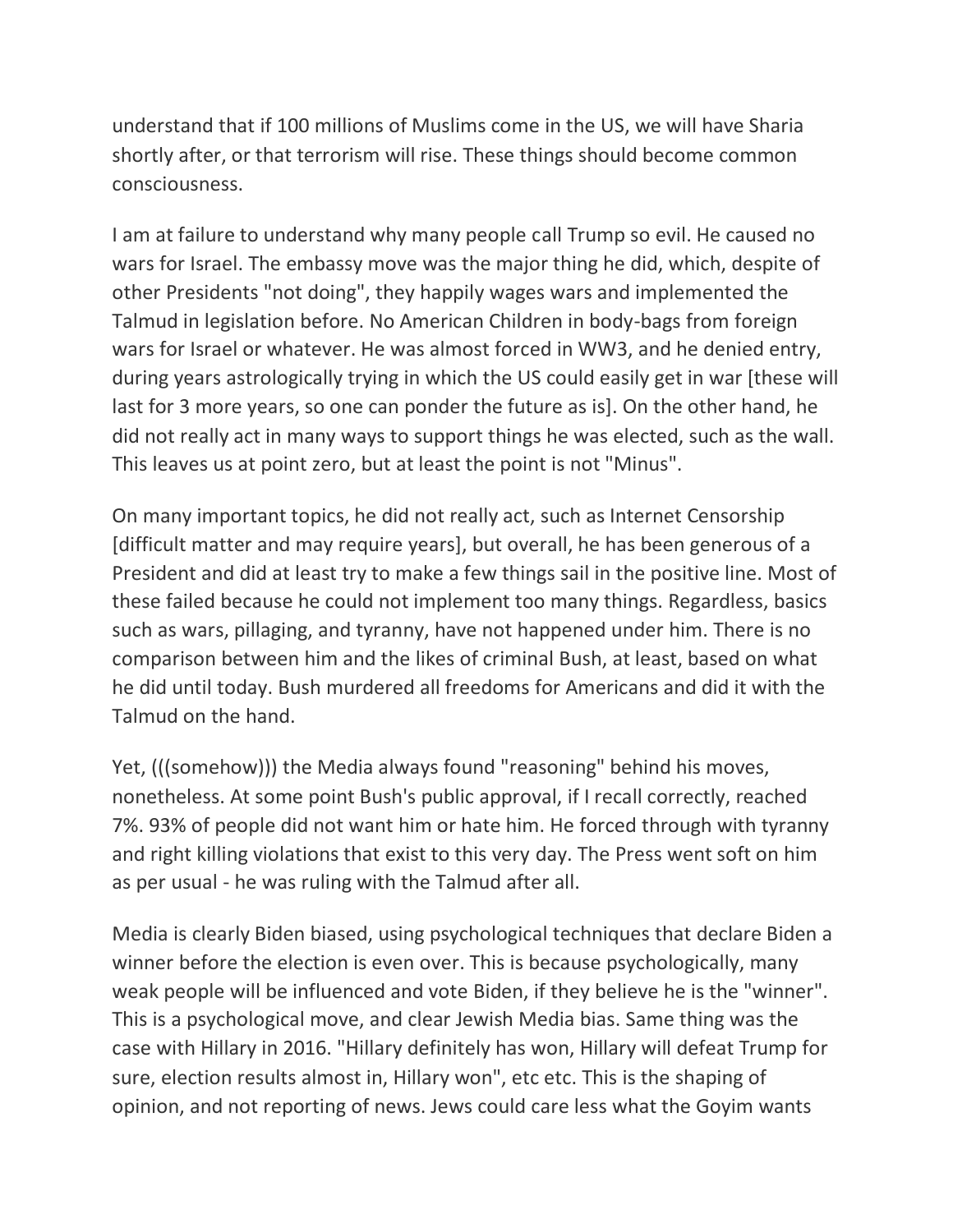understand that if 100 millions of Muslims come in the US, we will have Sharia shortly after, or that terrorism will rise. These things should become common consciousness.

I am at failure to understand why many people call Trump so evil. He caused no wars for Israel. The embassy move was the major thing he did, which, despite of other Presidents "not doing", they happily wages wars and implemented the Talmud in legislation before. No American Children in body-bags from foreign wars for Israel or whatever. He was almost forced in WW3, and he denied entry, during years astrologically trying in which the US could easily get in war [these will last for 3 more years, so one can ponder the future as is]. On the other hand, he did not really act in many ways to support things he was elected, such as the wall. This leaves us at point zero, but at least the point is not "Minus".

On many important topics, he did not really act, such as Internet Censorship [difficult matter and may require years], but overall, he has been generous of a President and did at least try to make a few things sail in the positive line. Most of these failed because he could not implement too many things. Regardless, basics such as wars, pillaging, and tyranny, have not happened under him. There is no comparison between him and the likes of criminal Bush, at least, based on what he did until today. Bush murdered all freedoms for Americans and did it with the Talmud on the hand.

Yet, (((somehow))) the Media always found "reasoning" behind his moves, nonetheless. At some point Bush's public approval, if I recall correctly, reached 7%. 93% of people did not want him or hate him. He forced through with tyranny and right killing violations that exist to this very day. The Press went soft on him as per usual - he was ruling with the Talmud after all.

Media is clearly Biden biased, using psychological techniques that declare Biden a winner before the election is even over. This is because psychologically, many weak people will be influenced and vote Biden, if they believe he is the "winner". This is a psychological move, and clear Jewish Media bias. Same thing was the case with Hillary in 2016. "Hillary definitely has won, Hillary will defeat Trump for sure, election results almost in, Hillary won", etc etc. This is the shaping of opinion, and not reporting of news. Jews could care less what the Goyim wants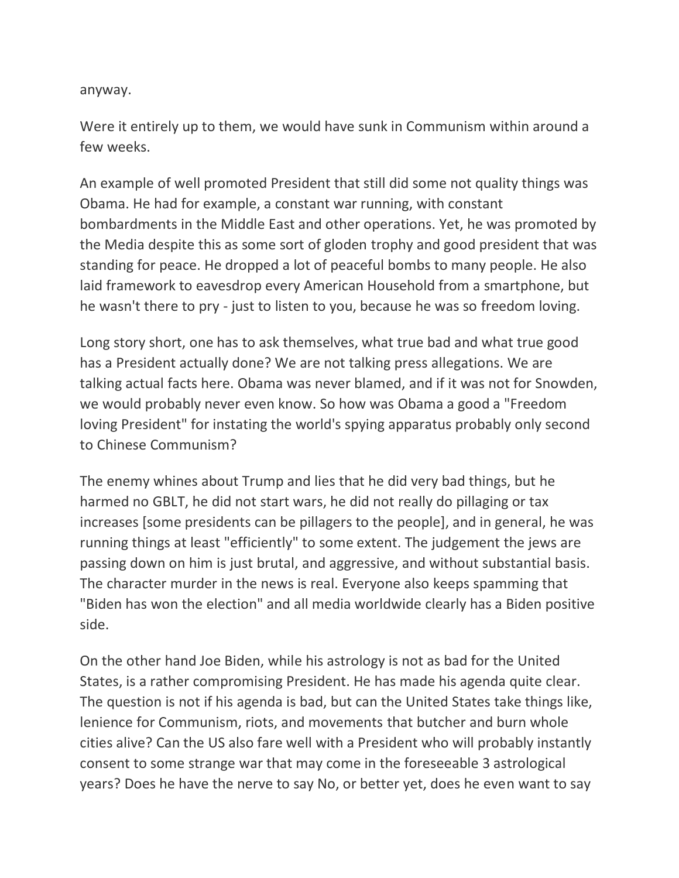anyway.

Were it entirely up to them, we would have sunk in Communism within around a few weeks.

An example of well promoted President that still did some not quality things was Obama. He had for example, a constant war running, with constant bombardments in the Middle East and other operations. Yet, he was promoted by the Media despite this as some sort of gloden trophy and good president that was standing for peace. He dropped a lot of peaceful bombs to many people. He also laid framework to eavesdrop every American Household from a smartphone, but he wasn't there to pry - just to listen to you, because he was so freedom loving.

Long story short, one has to ask themselves, what true bad and what true good has a President actually done? We are not talking press allegations. We are talking actual facts here. Obama was never blamed, and if it was not for Snowden, we would probably never even know. So how was Obama a good a "Freedom loving President" for instating the world's spying apparatus probably only second to Chinese Communism?

The enemy whines about Trump and lies that he did very bad things, but he harmed no GBLT, he did not start wars, he did not really do pillaging or tax increases [some presidents can be pillagers to the people], and in general, he was running things at least "efficiently" to some extent. The judgement the jews are passing down on him is just brutal, and aggressive, and without substantial basis. The character murder in the news is real. Everyone also keeps spamming that "Biden has won the election" and all media worldwide clearly has a Biden positive side.

On the other hand Joe Biden, while his astrology is not as bad for the United States, is a rather compromising President. He has made his agenda quite clear. The question is not if his agenda is bad, but can the United States take things like, lenience for Communism, riots, and movements that butcher and burn whole cities alive? Can the US also fare well with a President who will probably instantly consent to some strange war that may come in the foreseeable 3 astrological years? Does he have the nerve to say No, or better yet, does he even want to say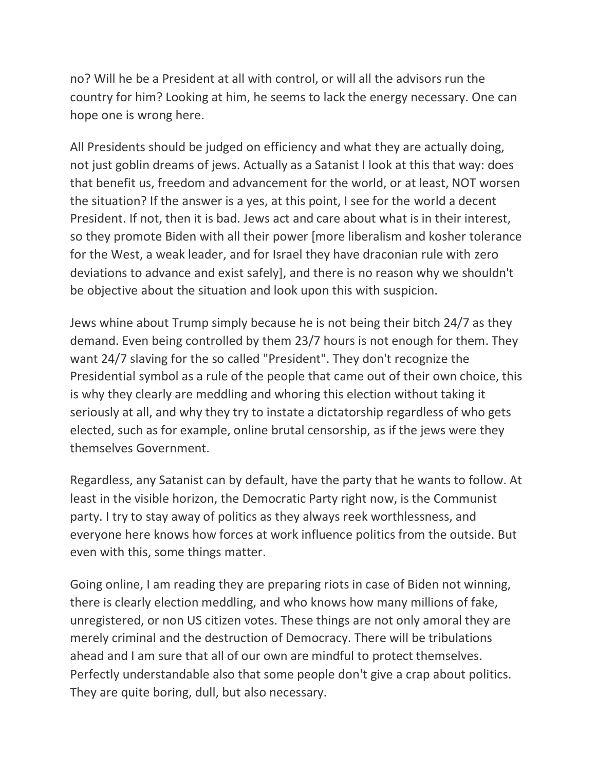no? Will he be a President at all with control, or will all the advisors run the country for him? Looking at him, he seems to lack the energy necessary. One can hope one is wrong here.

All Presidents should be judged on efficiency and what they are actually doing, not just goblin dreams of jews. Actually as a Satanist I look at this that way: does that benefit us, freedom and advancement for the world, or at least, NOT worsen the situation? If the answer is a yes, at this point, I see for the world a decent President. If not, then it is bad. Jews act and care about what is in their interest, so they promote Biden with all their power [more liberalism and kosher tolerance for the West, a weak leader, and for Israel they have draconian rule with zero deviations to advance and exist safely], and there is no reason why we shouldn't be objective about the situation and look upon this with suspicion.

Jews whine about Trump simply because he is not being their bitch 24/7 as they demand. Even being controlled by them 23/7 hours is not enough for them. They want 24/7 slaving for the so called "President". They don't recognize the Presidential symbol as a rule of the people that came out of their own choice, this is why they clearly are meddling and whoring this election without taking it seriously at all, and why they try to instate a dictatorship regardless of who gets elected, such as for example, online brutal censorship, as if the jews were they themselves Government.

Regardless, any Satanist can by default, have the party that he wants to follow. At least in the visible horizon, the Democratic Party right now, is the Communist party. I try to stay away of politics as they always reek worthlessness, and everyone here knows how forces at work influence politics from the outside. But even with this, some things matter.

Going online, I am reading they are preparing riots in case of Biden not winning, there is clearly election meddling, and who knows how many millions of fake, unregistered, or non US citizen votes. These things are not only amoral they are merely criminal and the destruction of Democracy. There will be tribulations ahead and I am sure that all of our own are mindful to protect themselves. Perfectly understandable also that some people don't give a crap about politics. They are quite boring, dull, but also necessary.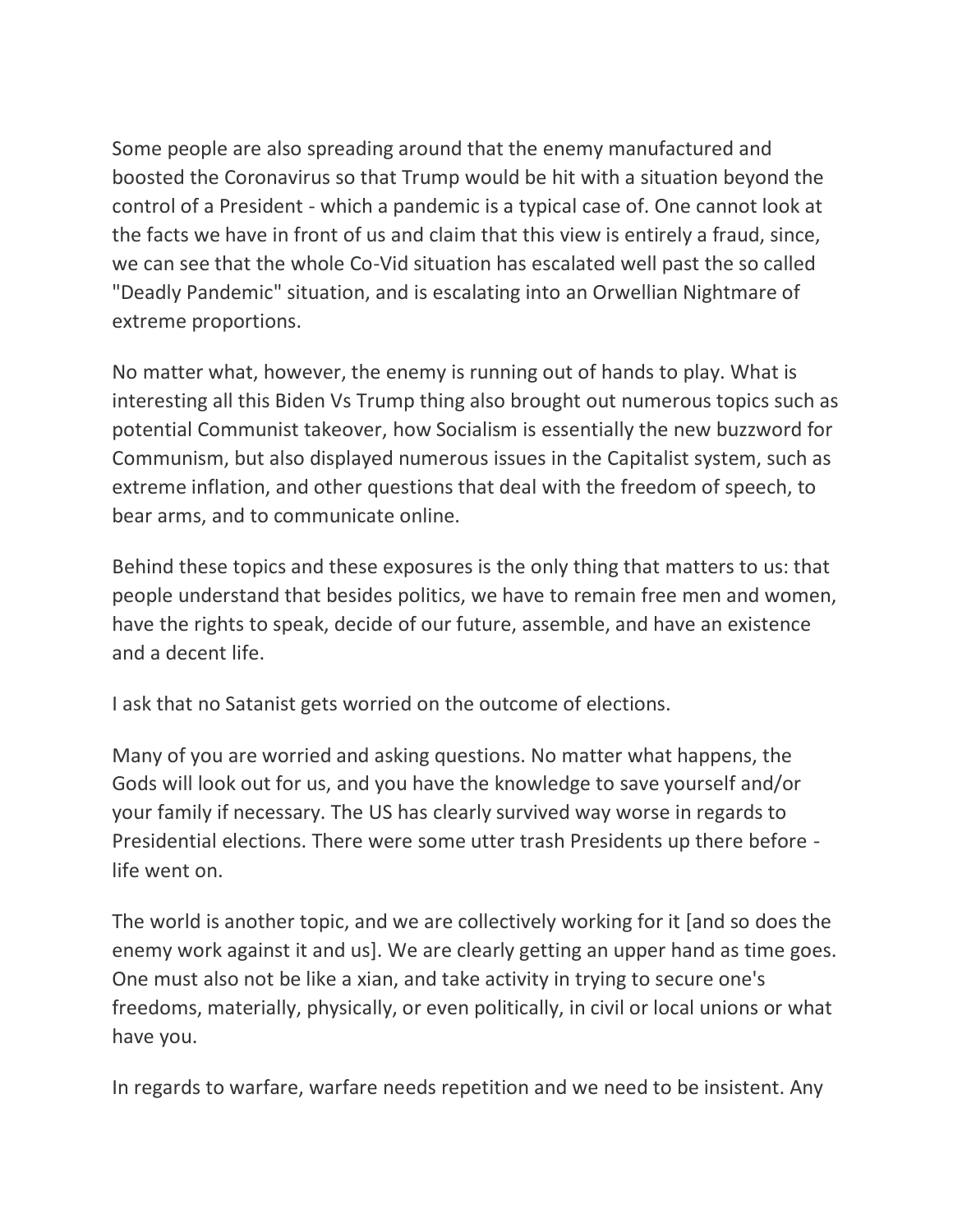Some people are also spreading around that the enemy manufactured and boosted the Coronavirus so that Trump would be hit with a situation beyond the control of a President - which a pandemic is a typical case of. One cannot look at the facts we have in front of us and claim that this view is entirely a fraud, since, we can see that the whole Co-Vid situation has escalated well past the so called "Deadly Pandemic" situation, and is escalating into an Orwellian Nightmare of extreme proportions.

No matter what, however, the enemy is running out of hands to play. What is interesting all this Biden Vs Trump thing also brought out numerous topics such as potential Communist takeover, how Socialism is essentially the new buzzword for Communism, but also displayed numerous issues in the Capitalist system, such as extreme inflation, and other questions that deal with the freedom of speech, to bear arms, and to communicate online.

Behind these topics and these exposures is the only thing that matters to us: that people understand that besides politics, we have to remain free men and women, have the rights to speak, decide of our future, assemble, and have an existence and a decent life.

I ask that no Satanist gets worried on the outcome of elections.

Many of you are worried and asking questions. No matter what happens, the Gods will look out for us, and you have the knowledge to save yourself and/or your family if necessary. The US has clearly survived way worse in regards to Presidential elections. There were some utter trash Presidents up there before - life went on.

The world is another topic, and we are collectively working for it [and so does the enemy work against it and us]. We are clearly getting an upper hand as time goes. One must also not be like a xian, and take activity in trying to secure one's freedoms, materially, physically, or even politically, in civil or local unions or what have you.

In regards to warfare, warfare needs repetition and we need to be insistent. Any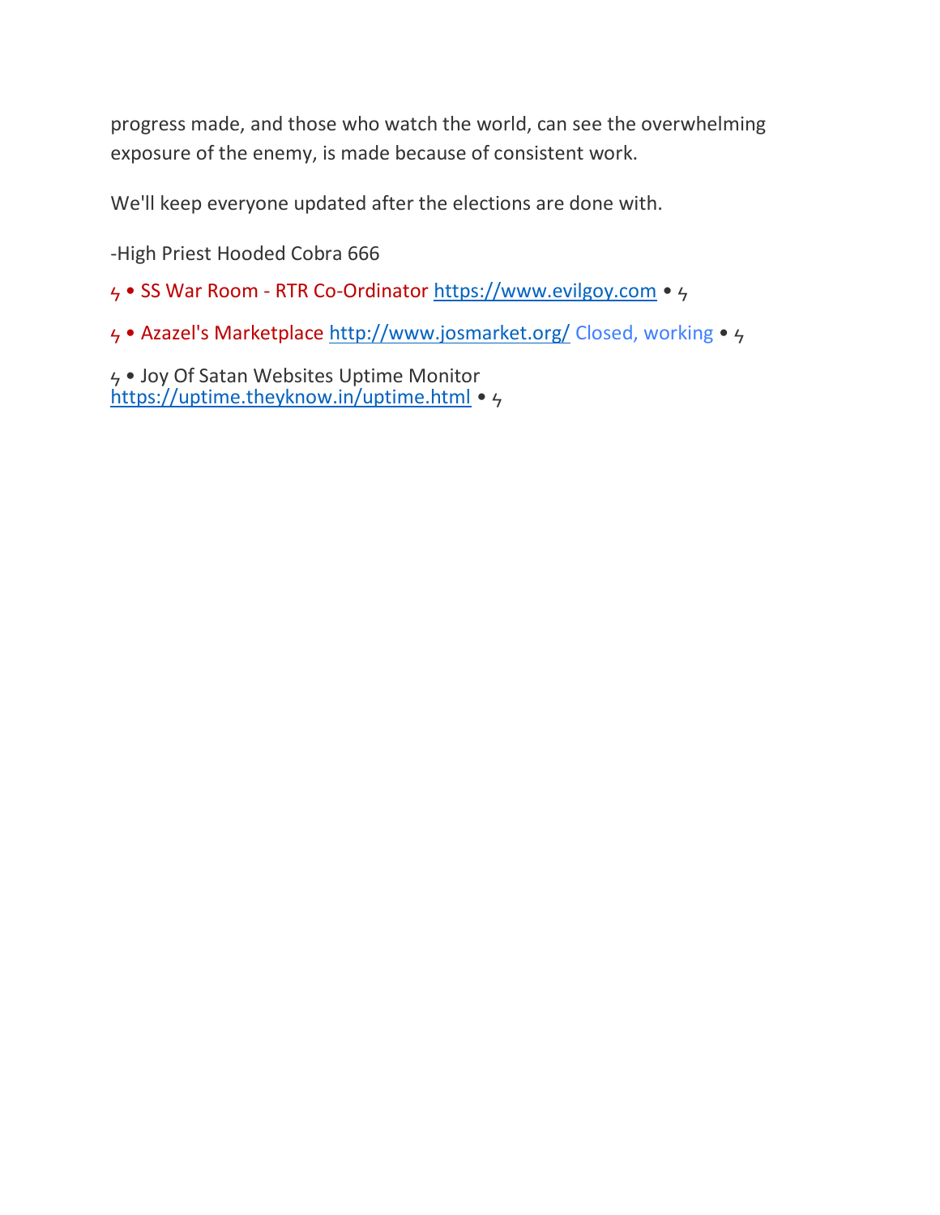progress made, and those who watch the world, can see the overwhelming exposure of the enemy, is made because of consistent work.

We'll keep everyone updated after the elections are done with.

-High Priest Hooded Cobra 666

ϟ • SS War Room - RTR Co-Ordinator https://www.evilgoy.com • ϟ

ϟ • Azazel's Marketplace http://www.josmarket.org/ Closed, working • ϟ

ϟ • Joy Of Satan Websites Uptime Monitor https://uptime.theyknow.in/uptime.html • ϟ